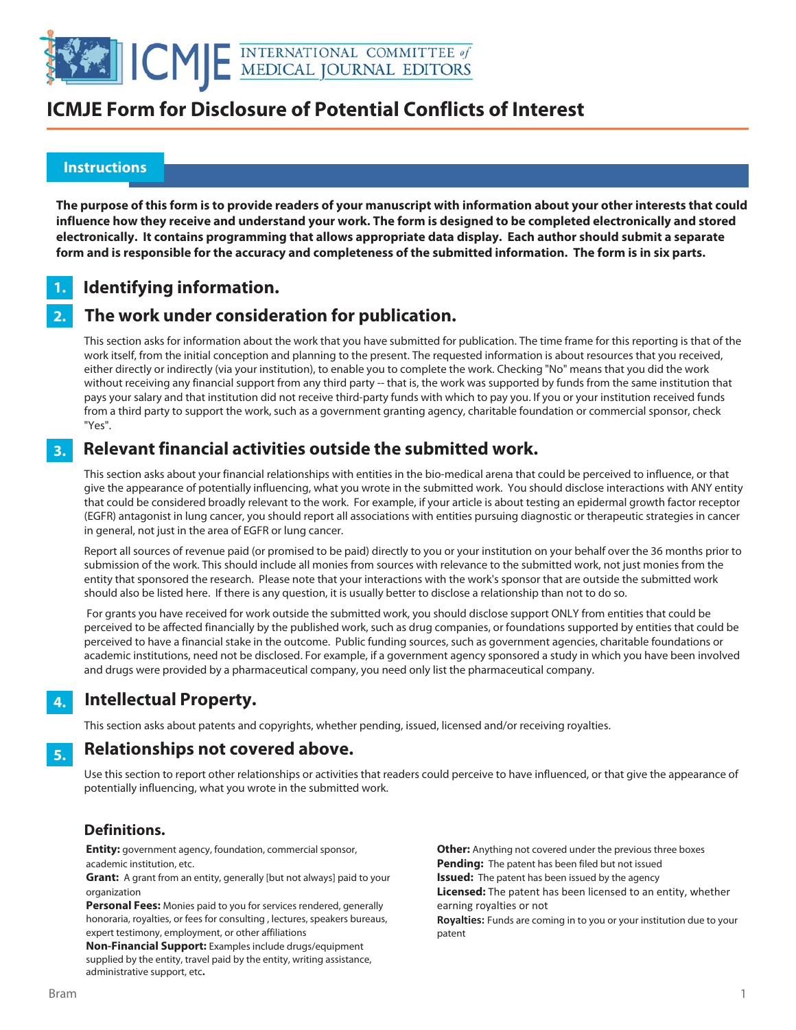# ICMJE Form for Disclosure of Potential Conflicts of Interest

## Instructions

**The purpose of this form is to provide readers of your manuscript with information about your other interests that could influence how they receive and understand your work. The form is designed to be completed electronically and stored electronically. It contains programming that allows appropriate data display. Each author should submit a separate form and is responsible for the accuracy and completeness of the submitted information. The form is in six parts.**

### 1. Identifying information.

### 2. The work under consideration for publication.

This section asks for information about the work that you have submitted for publication. The time frame for this reporting is that of the work itself, from the initial conception and planning to the present. The requested information is about resources that you received, either directly or indirectly (via your institution), to enable you to complete the work. Checking "No" means that you did the work without receiving any financial support from any third party -- that is, the work was supported by funds from the same institution that pays your salary and that institution did not receive third-party funds with which to pay you. If you or your institution received funds from a third party to support the work, such as a government granting agency, charitable foundation or commercial sponsor, check "Yes".

### 3. Relevant financial activities outside the submitted work.

This section asks about your financial relationships with entities in the bio-medical arena that could be perceived to influence, or that give the appearance of potentially influencing, what you wrote in the submitted work. You should disclose interactions with ANY entity that could be considered broadly relevant to the work. For example, if your article is about testing an epidermal growth factor receptor (EGFR) antagonist in lung cancer, you should report all associations with entities pursuing diagnostic or therapeutic strategies in cancer in general, not just in the area of EGFR or lung cancer.

Report all sources of revenue paid (or promised to be paid) directly to you or your institution on your behalf over the 36 months prior to submission of the work. This should include all monies from sources with relevance to the submitted work, not just monies from the entity that sponsored the research. Please note that your interactions with the work's sponsor that are outside the submitted work should also be listed here. If there is any question, it is usually better to disclose a relationship than not to do so.

For grants you have received for work outside the submitted work, you should disclose support ONLY from entities that could be perceived to be affected financially by the published work, such as drug companies, or foundations supported by entities that could be perceived to have a financial stake in the outcome. Public funding sources, such as government agencies, charitable foundations or academic institutions, need not be disclosed. For example, if a government agency sponsored a study in which you have been involved and drugs were provided by a pharmaceutical company, you need only list the pharmaceutical company.

### 4. Intellectual Property.

This section asks about patents and copyrights, whether pending, issued, licensed and/or receiving royalties.

### 5. Relationships not covered above.

Use this section to report other relationships or activities that readers could perceive to have influenced, or that give the appearance of potentially influencing, what you wrote in the submitted work.

### Definitions.

**Entity:** government agency, foundation, commercial sponsor, academic institution, etc.

**Grant:** A grant from an entity, generally [but not always] paid to your organization

**Personal Fees:** Monies paid to you for services rendered, generally honoraria, royalties, or fees for consulting , lectures, speakers bureaus, expert testimony, employment, or other affiliations

**Non-Financial Support:** Examples include drugs/equipment supplied by the entity, travel paid by the entity, writing assistance, administrative support, etc**.**

**Other:** Anything not covered under the previous three boxes

**Pending:** The patent has been filed but not issued

**Issued:** The patent has been issued by the agency

**Licensed:** The patent has been licensed to an entity, whether earning royalties or not

**Royalties:** Funds are coming in to you or your institution due to your patent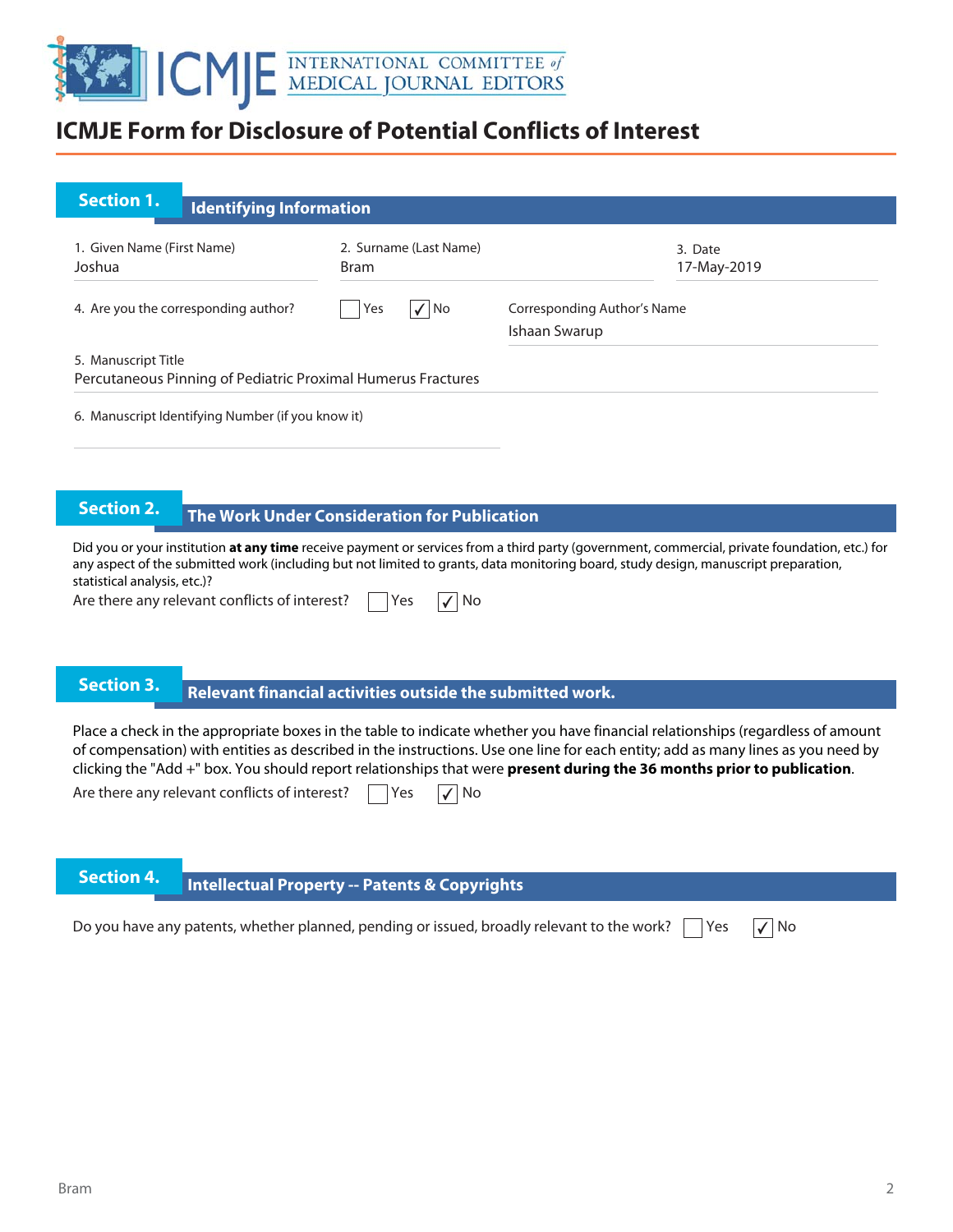# ICMJE Form for Disclosure of Potential Conflicts of Interest

## Section 1. Identifying Information

1. Given Name (First Name): Joshua
2. Surname (Last Name): Bram
3. Date: 17-May-2019

4. Are you the corresponding author? ☐ Yes ☑ No

Corresponding Author's Name: Ishaan Swarup

5. Manuscript Title: Percutaneous Pinning of Pediatric Proximal Humerus Fractures

6. Manuscript Identifying Number (if you know it):

## Section 2. The Work Under Consideration for Publication

Did you or your institution **at any time** receive payment or services from a third party (government, commercial, private foundation, etc.) for any aspect of the submitted work (including but not limited to grants, data monitoring board, study design, manuscript preparation, statistical analysis, etc.)?

Are there any relevant conflicts of interest? ☐ Yes ☑ No

## Section 3. Relevant financial activities outside the submitted work.

Place a check in the appropriate boxes in the table to indicate whether you have financial relationships (regardless of amount of compensation) with entities as described in the instructions. Use one line for each entity; add as many lines as you need by clicking the "Add +" box. You should report relationships that were **present during the 36 months prior to publication**.

Are there any relevant conflicts of interest? ☐ Yes ☑ No

## Section 4. Intellectual Property -- Patents & Copyrights

Do you have any patents, whether planned, pending or issued, broadly relevant to the work? ☐ Yes ☑ No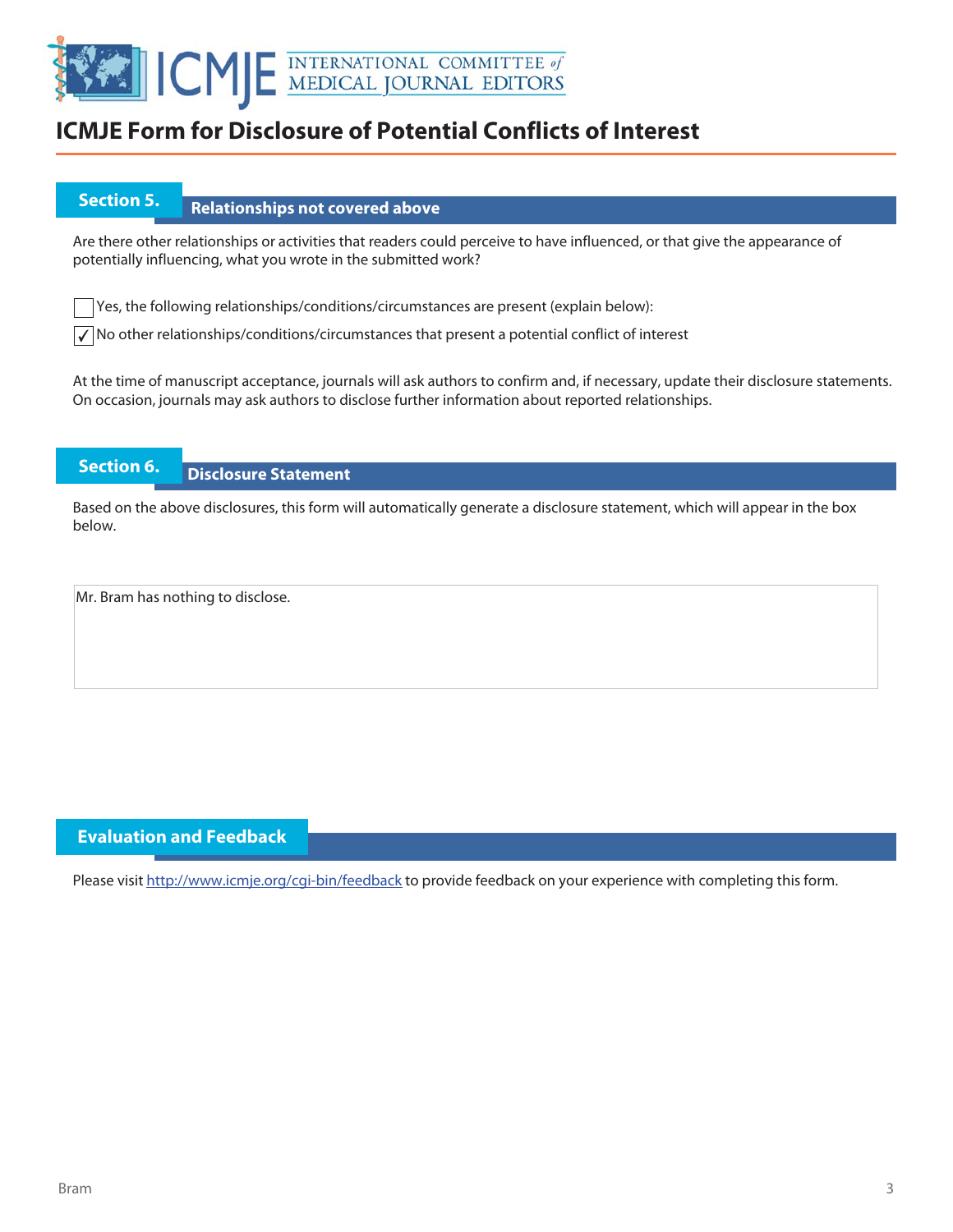# ICMJE Form for Disclosure of Potential Conflicts of Interest

## Section 5. Relationships not covered above

Are there other relationships or activities that readers could perceive to have influenced, or that give the appearance of potentially influencing, what you wrote in the submitted work?

☐ Yes, the following relationships/conditions/circumstances are present (explain below):

☑ No other relationships/conditions/circumstances that present a potential conflict of interest

At the time of manuscript acceptance, journals will ask authors to confirm and, if necessary, update their disclosure statements. On occasion, journals may ask authors to disclose further information about reported relationships.

## Section 6. Disclosure Statement

Based on the above disclosures, this form will automatically generate a disclosure statement, which will appear in the box below.

Mr. Bram has nothing to disclose.

## Evaluation and Feedback

Please visit http://www.icmje.org/cgi-bin/feedback to provide feedback on your experience with completing this form.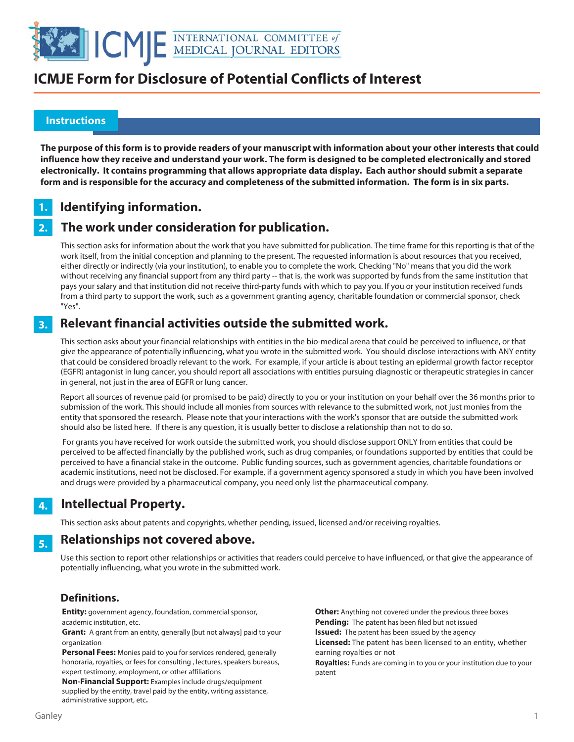# ICMJE Form for Disclosure of Potential Conflicts of Interest

## Instructions

**The purpose of this form is to provide readers of your manuscript with information about your other interests that could influence how they receive and understand your work. The form is designed to be completed electronically and stored electronically. It contains programming that allows appropriate data display. Each author should submit a separate form and is responsible for the accuracy and completeness of the submitted information. The form is in six parts.**

### 1. Identifying information.

### 2. The work under consideration for publication.

This section asks for information about the work that you have submitted for publication. The time frame for this reporting is that of the work itself, from the initial conception and planning to the present. The requested information is about resources that you received, either directly or indirectly (via your institution), to enable you to complete the work. Checking "No" means that you did the work without receiving any financial support from any third party -- that is, the work was supported by funds from the same institution that pays your salary and that institution did not receive third-party funds with which to pay you. If you or your institution received funds from a third party to support the work, such as a government granting agency, charitable foundation or commercial sponsor, check "Yes".

### 3. Relevant financial activities outside the submitted work.

This section asks about your financial relationships with entities in the bio-medical arena that could be perceived to influence, or that give the appearance of potentially influencing, what you wrote in the submitted work. You should disclose interactions with ANY entity that could be considered broadly relevant to the work. For example, if your article is about testing an epidermal growth factor receptor (EGFR) antagonist in lung cancer, you should report all associations with entities pursuing diagnostic or therapeutic strategies in cancer in general, not just in the area of EGFR or lung cancer.

Report all sources of revenue paid (or promised to be paid) directly to you or your institution on your behalf over the 36 months prior to submission of the work. This should include all monies from sources with relevance to the submitted work, not just monies from the entity that sponsored the research. Please note that your interactions with the work's sponsor that are outside the submitted work should also be listed here. If there is any question, it is usually better to disclose a relationship than not to do so.

For grants you have received for work outside the submitted work, you should disclose support ONLY from entities that could be perceived to be affected financially by the published work, such as drug companies, or foundations supported by entities that could be perceived to have a financial stake in the outcome. Public funding sources, such as government agencies, charitable foundations or academic institutions, need not be disclosed. For example, if a government agency sponsored a study in which you have been involved and drugs were provided by a pharmaceutical company, you need only list the pharmaceutical company.

### 4. Intellectual Property.

This section asks about patents and copyrights, whether pending, issued, licensed and/or receiving royalties.

### 5. Relationships not covered above.

Use this section to report other relationships or activities that readers could perceive to have influenced, or that give the appearance of potentially influencing, what you wrote in the submitted work.

### Definitions.

**Entity:** government agency, foundation, commercial sponsor, academic institution, etc.

**Grant:** A grant from an entity, generally [but not always] paid to your organization

**Personal Fees:** Monies paid to you for services rendered, generally honoraria, royalties, or fees for consulting , lectures, speakers bureaus, expert testimony, employment, or other affiliations

**Non-Financial Support:** Examples include drugs/equipment supplied by the entity, travel paid by the entity, writing assistance, administrative support, etc**.**

**Other:** Anything not covered under the previous three boxes

**Pending:** The patent has been filed but not issued

**Issued:** The patent has been issued by the agency

**Licensed:** The patent has been licensed to an entity, whether earning royalties or not

**Royalties:** Funds are coming in to you or your institution due to your patent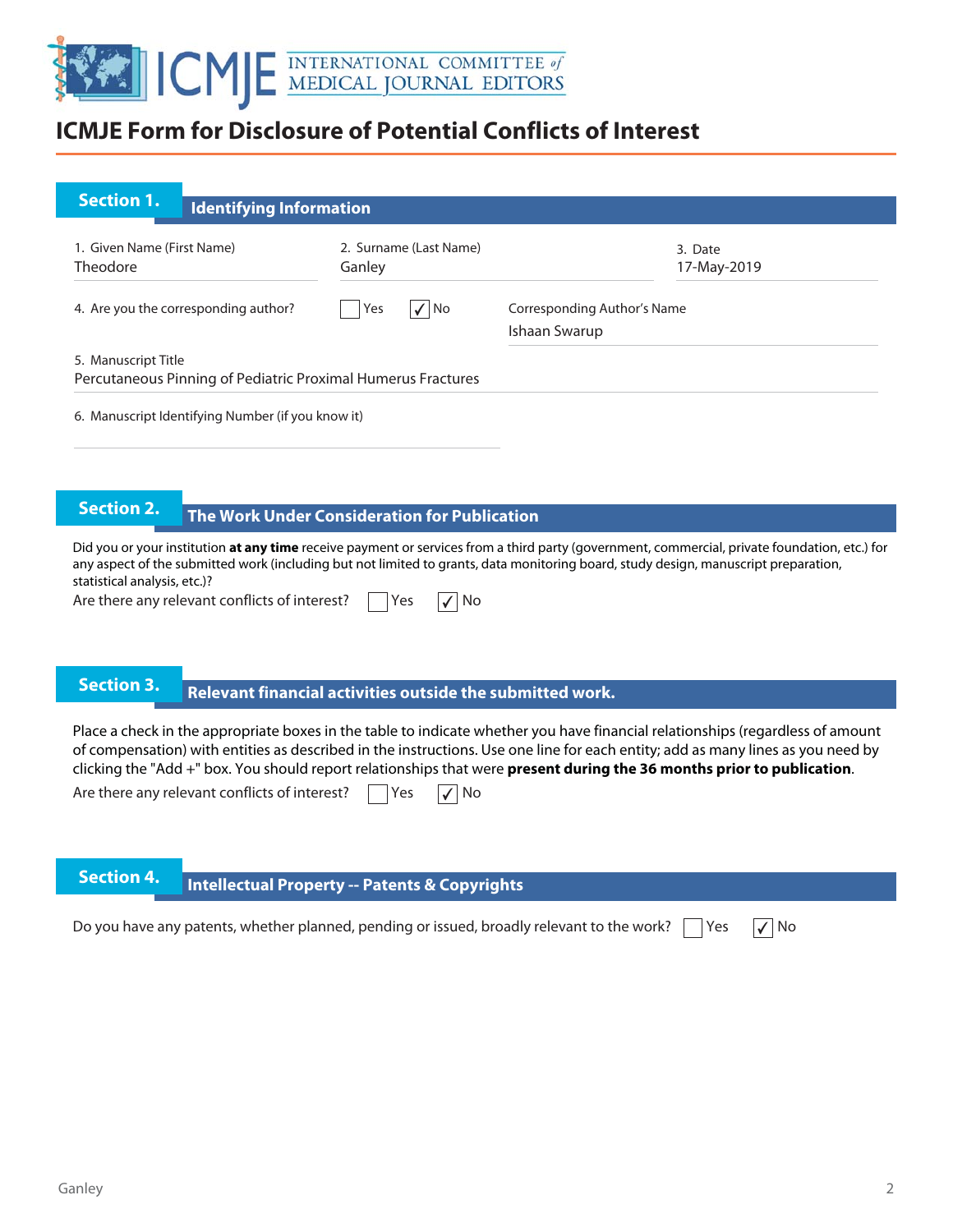# ICMJE Form for Disclosure of Potential Conflicts of Interest

## Section 1. Identifying Information

1. Given Name (First Name): Theodore
2. Surname (Last Name): Ganley
3. Date: 17-May-2019
4. Are you the corresponding author? ☐ Yes ☑ No

Corresponding Author's Name: Ishaan Swarup

5. Manuscript Title: Percutaneous Pinning of Pediatric Proximal Humerus Fractures
6. Manuscript Identifying Number (if you know it):

## Section 2. The Work Under Consideration for Publication

Did you or your institution **at any time** receive payment or services from a third party (government, commercial, private foundation, etc.) for any aspect of the submitted work (including but not limited to grants, data monitoring board, study design, manuscript preparation, statistical analysis, etc.)?

Are there any relevant conflicts of interest? ☐ Yes ☑ No

## Section 3. Relevant financial activities outside the submitted work.

Place a check in the appropriate boxes in the table to indicate whether you have financial relationships (regardless of amount of compensation) with entities as described in the instructions. Use one line for each entity; add as many lines as you need by clicking the "Add +" box. You should report relationships that were **present during the 36 months prior to publication**.

Are there any relevant conflicts of interest? ☐ Yes ☑ No

## Section 4. Intellectual Property -- Patents & Copyrights

Do you have any patents, whether planned, pending or issued, broadly relevant to the work? ☐ Yes ☑ No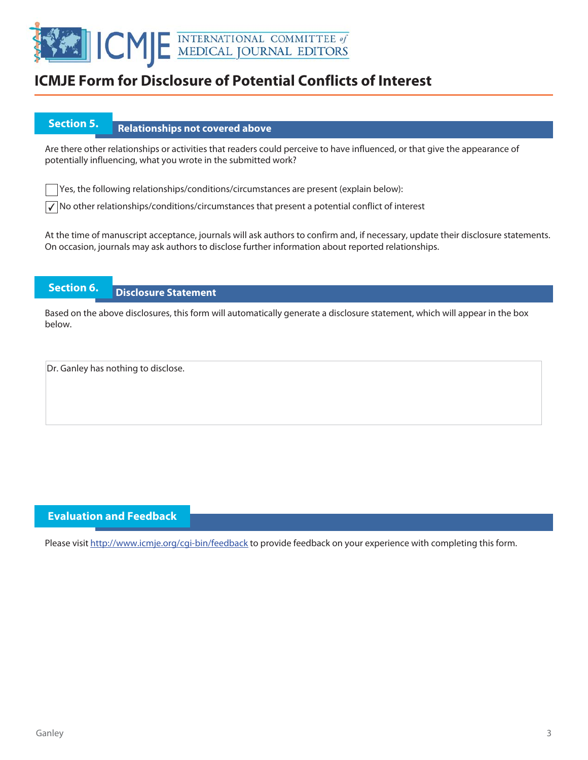# ICMJE Form for Disclosure of Potential Conflicts of Interest

## Section 5. Relationships not covered above

Are there other relationships or activities that readers could perceive to have influenced, or that give the appearance of potentially influencing, what you wrote in the submitted work?

- [ ] Yes, the following relationships/conditions/circumstances are present (explain below):
- [x] No other relationships/conditions/circumstances that present a potential conflict of interest

At the time of manuscript acceptance, journals will ask authors to confirm and, if necessary, update their disclosure statements. On occasion, journals may ask authors to disclose further information about reported relationships.

## Section 6. Disclosure Statement

Based on the above disclosures, this form will automatically generate a disclosure statement, which will appear in the box below.

Dr. Ganley has nothing to disclose.

## Evaluation and Feedback

Please visit http://www.icmje.org/cgi-bin/feedback to provide feedback on your experience with completing this form.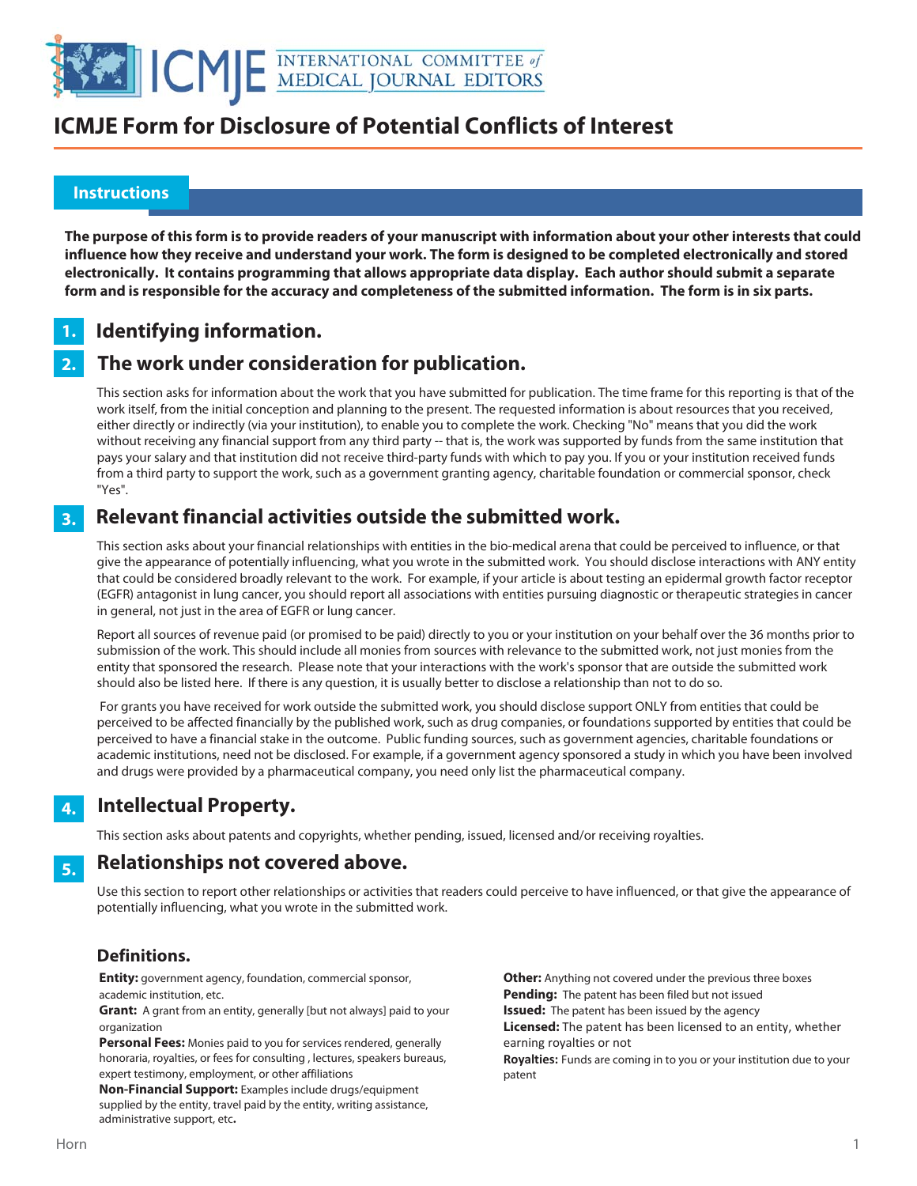# ICMJE Form for Disclosure of Potential Conflicts of Interest

## Instructions

**The purpose of this form is to provide readers of your manuscript with information about your other interests that could influence how they receive and understand your work. The form is designed to be completed electronically and stored electronically. It contains programming that allows appropriate data display. Each author should submit a separate form and is responsible for the accuracy and completeness of the submitted information. The form is in six parts.**

### 1. Identifying information.

### 2. The work under consideration for publication.

This section asks for information about the work that you have submitted for publication. The time frame for this reporting is that of the work itself, from the initial conception and planning to the present. The requested information is about resources that you received, either directly or indirectly (via your institution), to enable you to complete the work. Checking "No" means that you did the work without receiving any financial support from any third party -- that is, the work was supported by funds from the same institution that pays your salary and that institution did not receive third-party funds with which to pay you. If you or your institution received funds from a third party to support the work, such as a government granting agency, charitable foundation or commercial sponsor, check "Yes".

### 3. Relevant financial activities outside the submitted work.

This section asks about your financial relationships with entities in the bio-medical arena that could be perceived to influence, or that give the appearance of potentially influencing, what you wrote in the submitted work. You should disclose interactions with ANY entity that could be considered broadly relevant to the work. For example, if your article is about testing an epidermal growth factor receptor (EGFR) antagonist in lung cancer, you should report all associations with entities pursuing diagnostic or therapeutic strategies in cancer in general, not just in the area of EGFR or lung cancer.

Report all sources of revenue paid (or promised to be paid) directly to you or your institution on your behalf over the 36 months prior to submission of the work. This should include all monies from sources with relevance to the submitted work, not just monies from the entity that sponsored the research. Please note that your interactions with the work's sponsor that are outside the submitted work should also be listed here. If there is any question, it is usually better to disclose a relationship than not to do so.

For grants you have received for work outside the submitted work, you should disclose support ONLY from entities that could be perceived to be affected financially by the published work, such as drug companies, or foundations supported by entities that could be perceived to have a financial stake in the outcome. Public funding sources, such as government agencies, charitable foundations or academic institutions, need not be disclosed. For example, if a government agency sponsored a study in which you have been involved and drugs were provided by a pharmaceutical company, you need only list the pharmaceutical company.

### 4. Intellectual Property.

This section asks about patents and copyrights, whether pending, issued, licensed and/or receiving royalties.

### 5. Relationships not covered above.

Use this section to report other relationships or activities that readers could perceive to have influenced, or that give the appearance of potentially influencing, what you wrote in the submitted work.

### Definitions.

**Entity:** government agency, foundation, commercial sponsor, academic institution, etc.

**Grant:** A grant from an entity, generally [but not always] paid to your organization

**Personal Fees:** Monies paid to you for services rendered, generally honoraria, royalties, or fees for consulting , lectures, speakers bureaus, expert testimony, employment, or other affiliations

**Non-Financial Support:** Examples include drugs/equipment supplied by the entity, travel paid by the entity, writing assistance, administrative support, etc**.**

**Other:** Anything not covered under the previous three boxes

**Pending:** The patent has been filed but not issued

**Issued:** The patent has been issued by the agency

**Licensed:** The patent has been licensed to an entity, whether earning royalties or not

**Royalties:** Funds are coming in to you or your institution due to your patent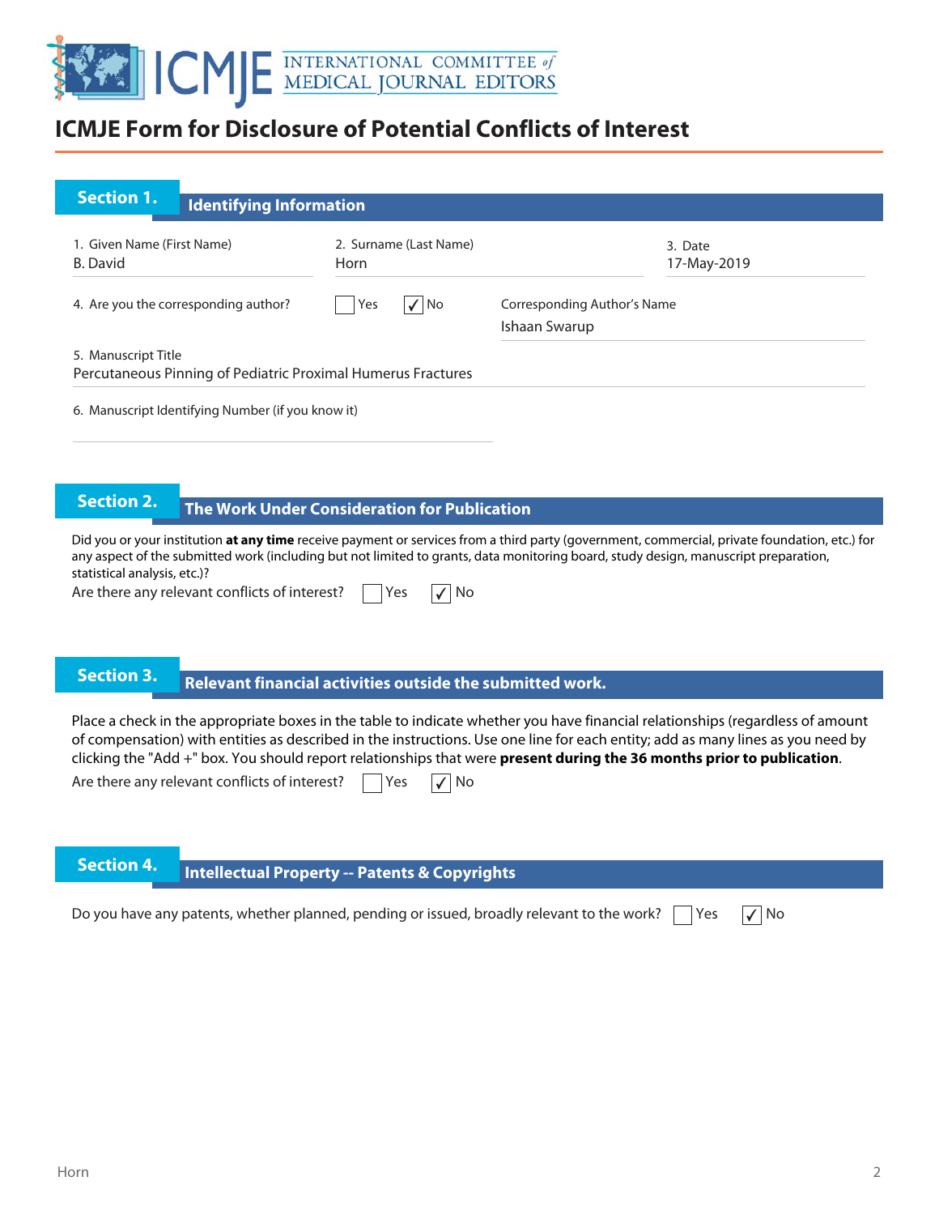# ICMJE Form for Disclosure of Potential Conflicts of Interest

## Section 1. Identifying Information

1. Given Name (First Name): B. David
2. Surname (Last Name): Horn
3. Date: 17-May-2019

4. Are you the corresponding author? ☐ Yes ☑ No

Corresponding Author's Name: Ishaan Swarup

5. Manuscript Title: Percutaneous Pinning of Pediatric Proximal Humerus Fractures

6. Manuscript Identifying Number (if you know it)

## Section 2. The Work Under Consideration for Publication

Did you or your institution **at any time** receive payment or services from a third party (government, commercial, private foundation, etc.) for any aspect of the submitted work (including but not limited to grants, data monitoring board, study design, manuscript preparation, statistical analysis, etc.)?

Are there any relevant conflicts of interest? ☐ Yes ☑ No

## Section 3. Relevant financial activities outside the submitted work.

Place a check in the appropriate boxes in the table to indicate whether you have financial relationships (regardless of amount of compensation) with entities as described in the instructions. Use one line for each entity; add as many lines as you need by clicking the "Add +" box. You should report relationships that were **present during the 36 months prior to publication**.

Are there any relevant conflicts of interest? ☐ Yes ☑ No

## Section 4. Intellectual Property -- Patents & Copyrights

Do you have any patents, whether planned, pending or issued, broadly relevant to the work? ☐ Yes ☑ No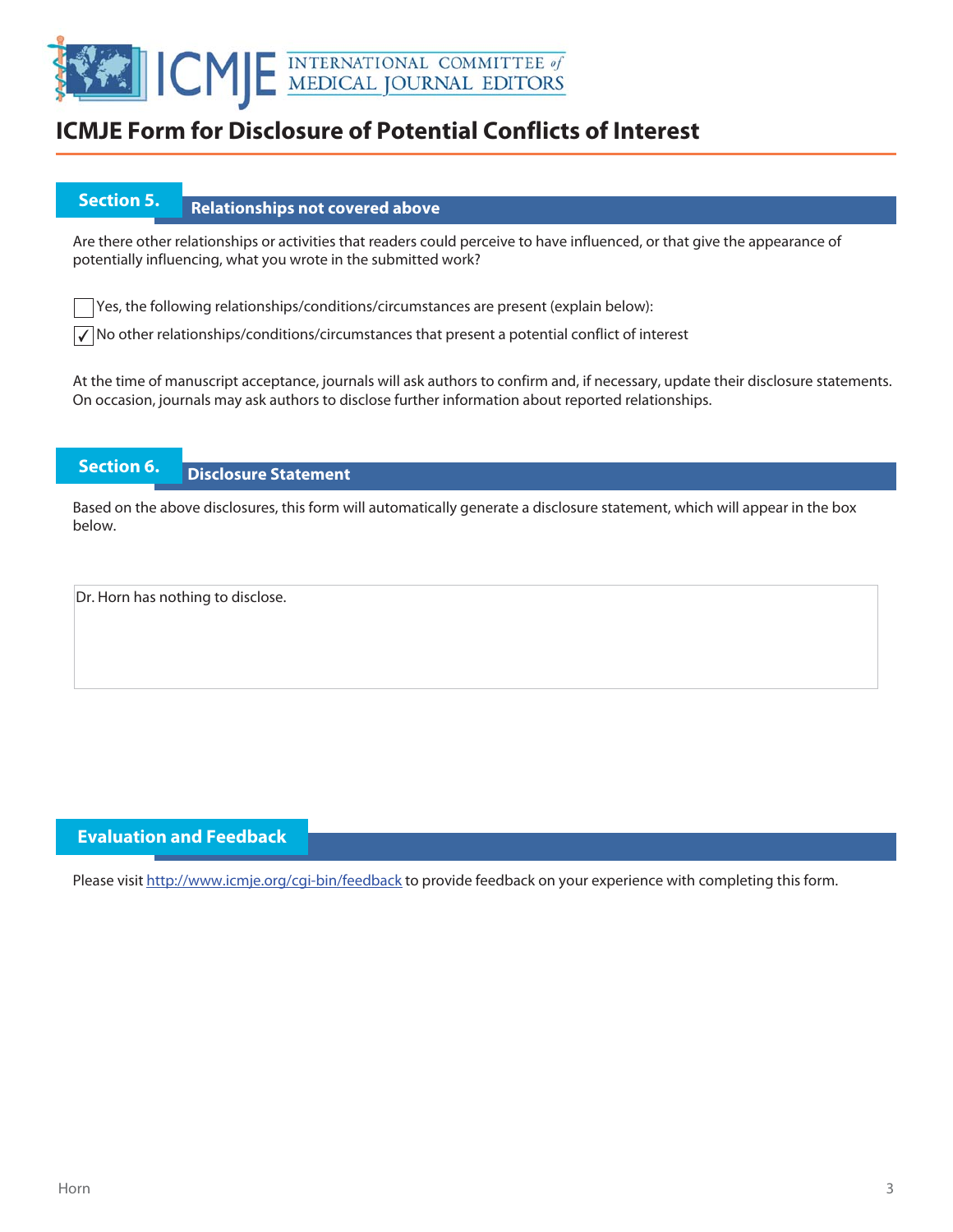# ICMJE Form for Disclosure of Potential Conflicts of Interest

## Section 5. Relationships not covered above

Are there other relationships or activities that readers could perceive to have influenced, or that give the appearance of potentially influencing, what you wrote in the submitted work?

☐ Yes, the following relationships/conditions/circumstances are present (explain below):

☑ No other relationships/conditions/circumstances that present a potential conflict of interest

At the time of manuscript acceptance, journals will ask authors to confirm and, if necessary, update their disclosure statements. On occasion, journals may ask authors to disclose further information about reported relationships.

## Section 6. Disclosure Statement

Based on the above disclosures, this form will automatically generate a disclosure statement, which will appear in the box below.

Dr. Horn has nothing to disclose.

## Evaluation and Feedback

Please visit http://www.icmje.org/cgi-bin/feedback to provide feedback on your experience with completing this form.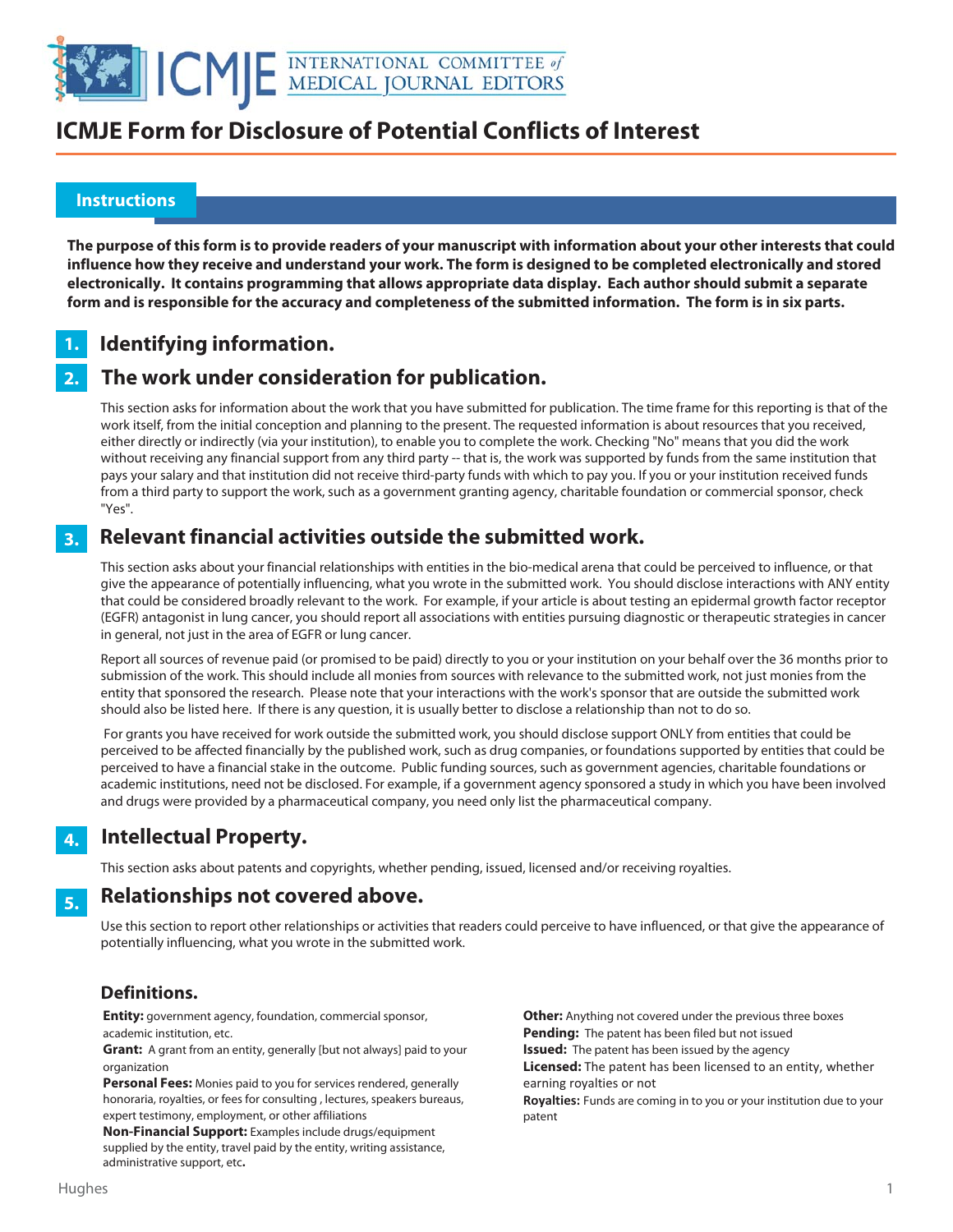# ICMJE Form for Disclosure of Potential Conflicts of Interest

## Instructions

**The purpose of this form is to provide readers of your manuscript with information about your other interests that could influence how they receive and understand your work. The form is designed to be completed electronically and stored electronically. It contains programming that allows appropriate data display. Each author should submit a separate form and is responsible for the accuracy and completeness of the submitted information. The form is in six parts.**

## 1. Identifying information.

## 2. The work under consideration for publication.

This section asks for information about the work that you have submitted for publication. The time frame for this reporting is that of the work itself, from the initial conception and planning to the present. The requested information is about resources that you received, either directly or indirectly (via your institution), to enable you to complete the work. Checking "No" means that you did the work without receiving any financial support from any third party -- that is, the work was supported by funds from the same institution that pays your salary and that institution did not receive third-party funds with which to pay you. If you or your institution received funds from a third party to support the work, such as a government granting agency, charitable foundation or commercial sponsor, check "Yes".

## 3. Relevant financial activities outside the submitted work.

This section asks about your financial relationships with entities in the bio-medical arena that could be perceived to influence, or that give the appearance of potentially influencing, what you wrote in the submitted work. You should disclose interactions with ANY entity that could be considered broadly relevant to the work. For example, if your article is about testing an epidermal growth factor receptor (EGFR) antagonist in lung cancer, you should report all associations with entities pursuing diagnostic or therapeutic strategies in cancer in general, not just in the area of EGFR or lung cancer.

Report all sources of revenue paid (or promised to be paid) directly to you or your institution on your behalf over the 36 months prior to submission of the work. This should include all monies from sources with relevance to the submitted work, not just monies from the entity that sponsored the research. Please note that your interactions with the work's sponsor that are outside the submitted work should also be listed here. If there is any question, it is usually better to disclose a relationship than not to do so.

For grants you have received for work outside the submitted work, you should disclose support ONLY from entities that could be perceived to be affected financially by the published work, such as drug companies, or foundations supported by entities that could be perceived to have a financial stake in the outcome. Public funding sources, such as government agencies, charitable foundations or academic institutions, need not be disclosed. For example, if a government agency sponsored a study in which you have been involved and drugs were provided by a pharmaceutical company, you need only list the pharmaceutical company.

## 4. Intellectual Property.

This section asks about patents and copyrights, whether pending, issued, licensed and/or receiving royalties.

## 5. Relationships not covered above.

Use this section to report other relationships or activities that readers could perceive to have influenced, or that give the appearance of potentially influencing, what you wrote in the submitted work.

### Definitions.

**Entity:** government agency, foundation, commercial sponsor, academic institution, etc.

**Grant:** A grant from an entity, generally [but not always] paid to your organization

**Personal Fees:** Monies paid to you for services rendered, generally honoraria, royalties, or fees for consulting , lectures, speakers bureaus, expert testimony, employment, or other affiliations

**Non-Financial Support:** Examples include drugs/equipment supplied by the entity, travel paid by the entity, writing assistance, administrative support, etc**.**

**Other:** Anything not covered under the previous three boxes

**Pending:** The patent has been filed but not issued

**Issued:** The patent has been issued by the agency

**Licensed:** The patent has been licensed to an entity, whether earning royalties or not

**Royalties:** Funds are coming in to you or your institution due to your patent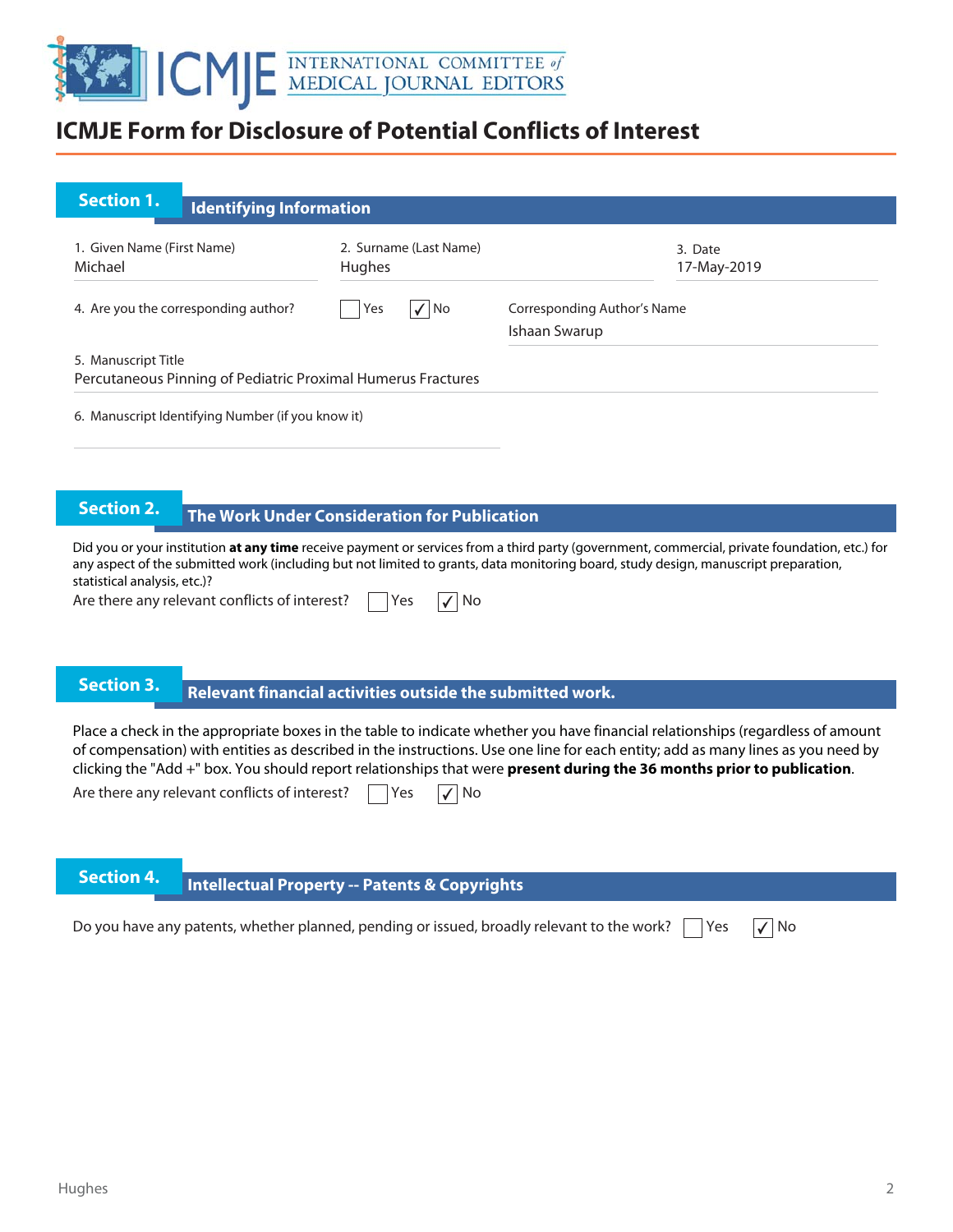# ICMJE Form for Disclosure of Potential Conflicts of Interest

## Section 1. Identifying Information

1. Given Name (First Name): Michael
2. Surname (Last Name): Hughes
3. Date: 17-May-2019
4. Are you the corresponding author? ☐ Yes ☑ No

Corresponding Author's Name: Ishaan Swarup

5. Manuscript Title: Percutaneous Pinning of Pediatric Proximal Humerus Fractures

6. Manuscript Identifying Number (if you know it):

## Section 2. The Work Under Consideration for Publication

Did you or your institution **at any time** receive payment or services from a third party (government, commercial, private foundation, etc.) for any aspect of the submitted work (including but not limited to grants, data monitoring board, study design, manuscript preparation, statistical analysis, etc.)?

Are there any relevant conflicts of interest? ☐ Yes ☑ No

## Section 3. Relevant financial activities outside the submitted work.

Place a check in the appropriate boxes in the table to indicate whether you have financial relationships (regardless of amount of compensation) with entities as described in the instructions. Use one line for each entity; add as many lines as you need by clicking the "Add +" box. You should report relationships that were **present during the 36 months prior to publication**.

Are there any relevant conflicts of interest? ☐ Yes ☑ No

## Section 4. Intellectual Property -- Patents & Copyrights

Do you have any patents, whether planned, pending or issued, broadly relevant to the work? ☐ Yes ☑ No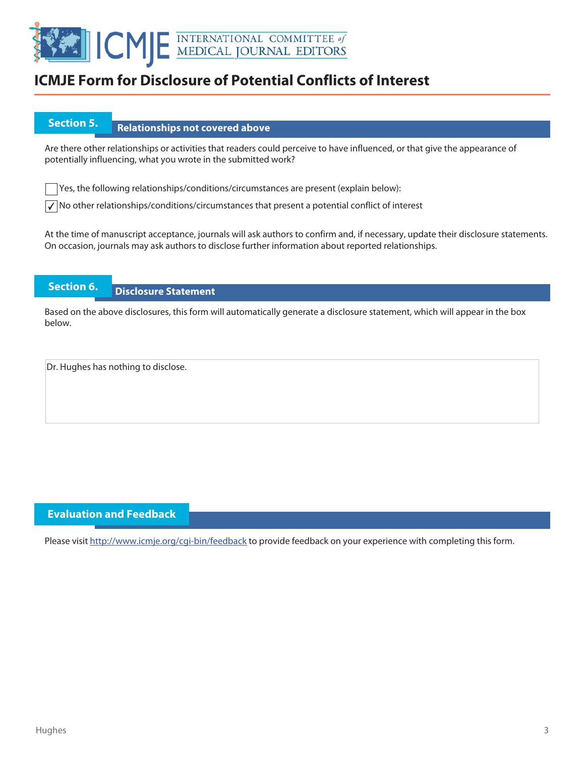# ICMJE Form for Disclosure of Potential Conflicts of Interest

## Section 5. Relationships not covered above

Are there other relationships or activities that readers could perceive to have influenced, or that give the appearance of potentially influencing, what you wrote in the submitted work?

☐ Yes, the following relationships/conditions/circumstances are present (explain below):

☑ No other relationships/conditions/circumstances that present a potential conflict of interest

At the time of manuscript acceptance, journals will ask authors to confirm and, if necessary, update their disclosure statements. On occasion, journals may ask authors to disclose further information about reported relationships.

## Section 6. Disclosure Statement

Based on the above disclosures, this form will automatically generate a disclosure statement, which will appear in the box below.

Dr. Hughes has nothing to disclose.

## Evaluation and Feedback

Please visit http://www.icmje.org/cgi-bin/feedback to provide feedback on your experience with completing this form.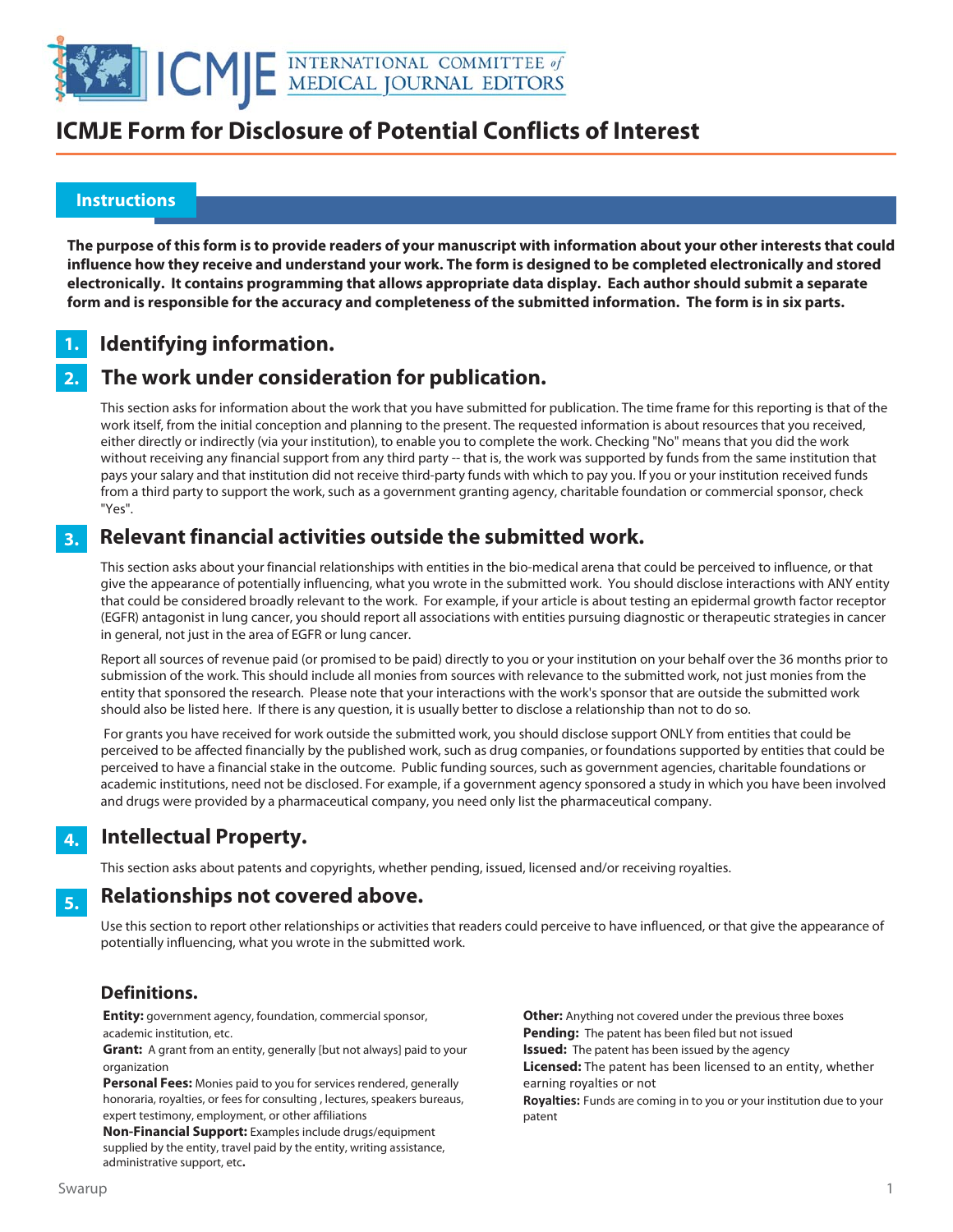# ICMJE Form for Disclosure of Potential Conflicts of Interest

## Instructions

**The purpose of this form is to provide readers of your manuscript with information about your other interests that could influence how they receive and understand your work. The form is designed to be completed electronically and stored electronically. It contains programming that allows appropriate data display. Each author should submit a separate form and is responsible for the accuracy and completeness of the submitted information. The form is in six parts.**

## 1. Identifying information.

## 2. The work under consideration for publication.

This section asks for information about the work that you have submitted for publication. The time frame for this reporting is that of the work itself, from the initial conception and planning to the present. The requested information is about resources that you received, either directly or indirectly (via your institution), to enable you to complete the work. Checking "No" means that you did the work without receiving any financial support from any third party -- that is, the work was supported by funds from the same institution that pays your salary and that institution did not receive third-party funds with which to pay you. If you or your institution received funds from a third party to support the work, such as a government granting agency, charitable foundation or commercial sponsor, check "Yes".

## 3. Relevant financial activities outside the submitted work.

This section asks about your financial relationships with entities in the bio-medical arena that could be perceived to influence, or that give the appearance of potentially influencing, what you wrote in the submitted work. You should disclose interactions with ANY entity that could be considered broadly relevant to the work. For example, if your article is about testing an epidermal growth factor receptor (EGFR) antagonist in lung cancer, you should report all associations with entities pursuing diagnostic or therapeutic strategies in cancer in general, not just in the area of EGFR or lung cancer.

Report all sources of revenue paid (or promised to be paid) directly to you or your institution on your behalf over the 36 months prior to submission of the work. This should include all monies from sources with relevance to the submitted work, not just monies from the entity that sponsored the research. Please note that your interactions with the work's sponsor that are outside the submitted work should also be listed here. If there is any question, it is usually better to disclose a relationship than not to do so.

For grants you have received for work outside the submitted work, you should disclose support ONLY from entities that could be perceived to be affected financially by the published work, such as drug companies, or foundations supported by entities that could be perceived to have a financial stake in the outcome. Public funding sources, such as government agencies, charitable foundations or academic institutions, need not be disclosed. For example, if a government agency sponsored a study in which you have been involved and drugs were provided by a pharmaceutical company, you need only list the pharmaceutical company.

## 4. Intellectual Property.

This section asks about patents and copyrights, whether pending, issued, licensed and/or receiving royalties.

## 5. Relationships not covered above.

Use this section to report other relationships or activities that readers could perceive to have influenced, or that give the appearance of potentially influencing, what you wrote in the submitted work.

### Definitions.

**Entity:** government agency, foundation, commercial sponsor, academic institution, etc.

**Grant:** A grant from an entity, generally [but not always] paid to your organization

**Personal Fees:** Monies paid to you for services rendered, generally honoraria, royalties, or fees for consulting , lectures, speakers bureaus, expert testimony, employment, or other affiliations

**Non-Financial Support:** Examples include drugs/equipment supplied by the entity, travel paid by the entity, writing assistance, administrative support, etc**.**

**Other:** Anything not covered under the previous three boxes

**Pending:** The patent has been filed but not issued

**Issued:** The patent has been issued by the agency

**Licensed:** The patent has been licensed to an entity, whether earning royalties or not

**Royalties:** Funds are coming in to you or your institution due to your patent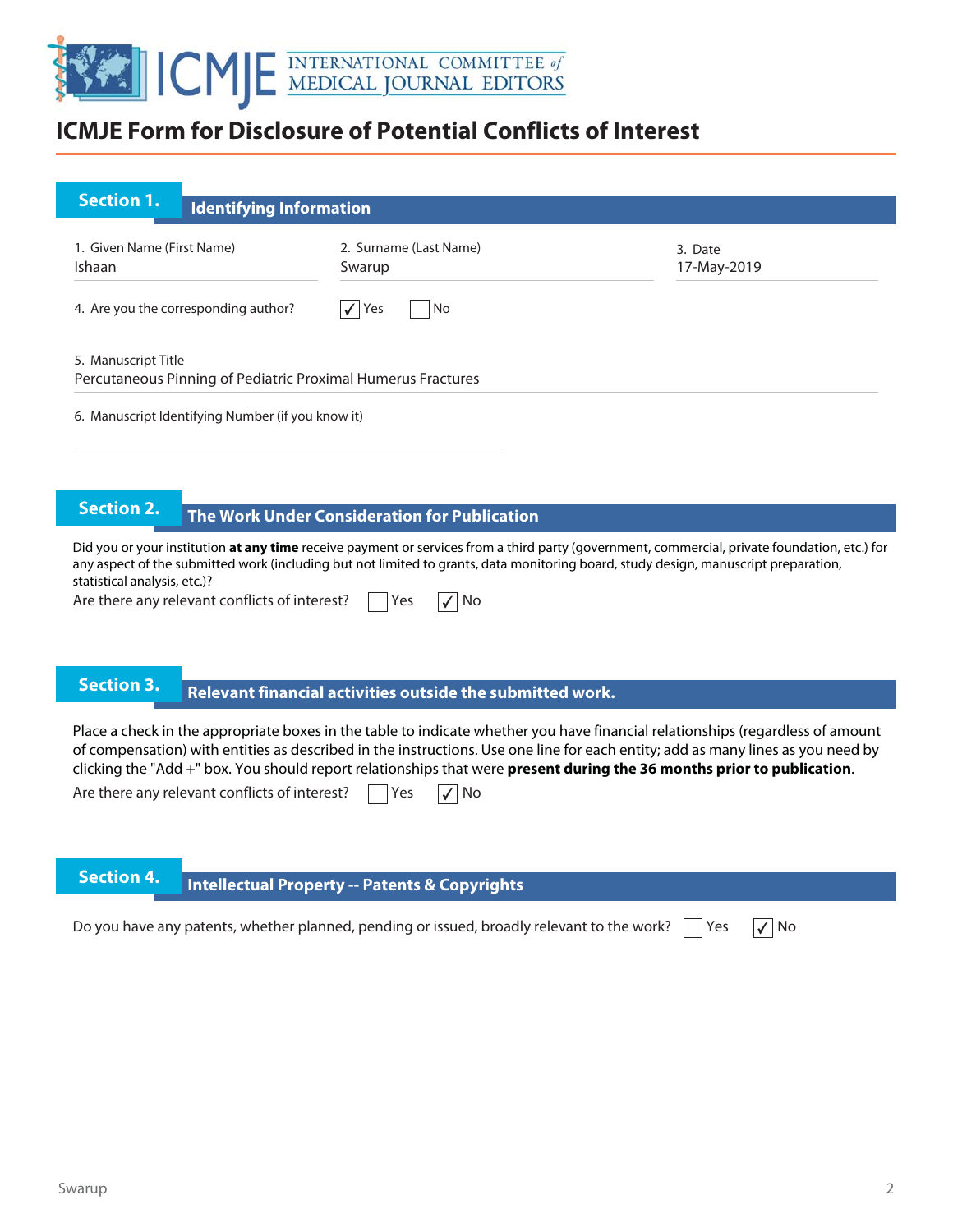# ICMJE Form for Disclosure of Potential Conflicts of Interest

## Section 1. Identifying Information

1. Given Name (First Name)
Ishaan

2. Surname (Last Name)
Swarup

3. Date
17-May-2019

4. Are you the corresponding author? ☑ Yes ☐ No

5. Manuscript Title
Percutaneous Pinning of Pediatric Proximal Humerus Fractures

6. Manuscript Identifying Number (if you know it)

## Section 2. The Work Under Consideration for Publication

Did you or your institution **at any time** receive payment or services from a third party (government, commercial, private foundation, etc.) for any aspect of the submitted work (including but not limited to grants, data monitoring board, study design, manuscript preparation, statistical analysis, etc.)?

Are there any relevant conflicts of interest? ☐ Yes ☑ No

## Section 3. Relevant financial activities outside the submitted work.

Place a check in the appropriate boxes in the table to indicate whether you have financial relationships (regardless of amount of compensation) with entities as described in the instructions. Use one line for each entity; add as many lines as you need by clicking the "Add +" box. You should report relationships that were **present during the 36 months prior to publication**.

Are there any relevant conflicts of interest? ☐ Yes ☑ No

## Section 4. Intellectual Property -- Patents & Copyrights

Do you have any patents, whether planned, pending or issued, broadly relevant to the work? ☐ Yes ☑ No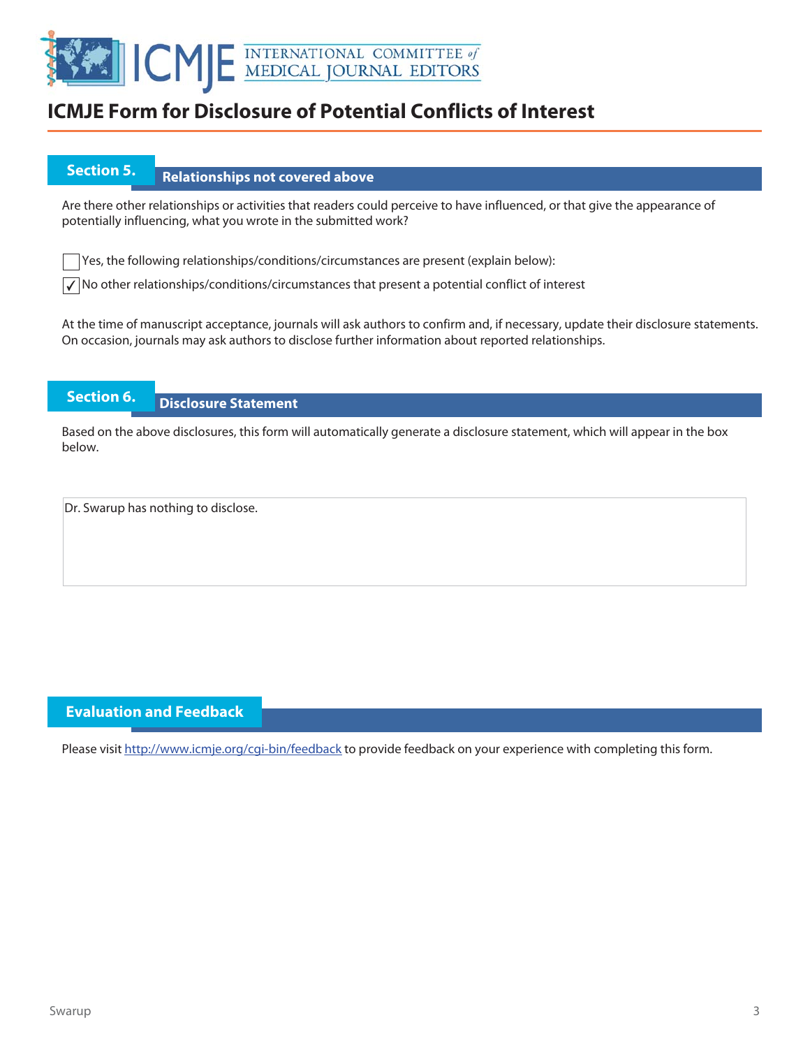# ICMJE Form for Disclosure of Potential Conflicts of Interest

## Section 5. Relationships not covered above

Are there other relationships or activities that readers could perceive to have influenced, or that give the appearance of potentially influencing, what you wrote in the submitted work?

☐ Yes, the following relationships/conditions/circumstances are present (explain below):

☑ No other relationships/conditions/circumstances that present a potential conflict of interest

At the time of manuscript acceptance, journals will ask authors to confirm and, if necessary, update their disclosure statements. On occasion, journals may ask authors to disclose further information about reported relationships.

## Section 6. Disclosure Statement

Based on the above disclosures, this form will automatically generate a disclosure statement, which will appear in the box below.

Dr. Swarup has nothing to disclose.

## Evaluation and Feedback

Please visit http://www.icmje.org/cgi-bin/feedback to provide feedback on your experience with completing this form.